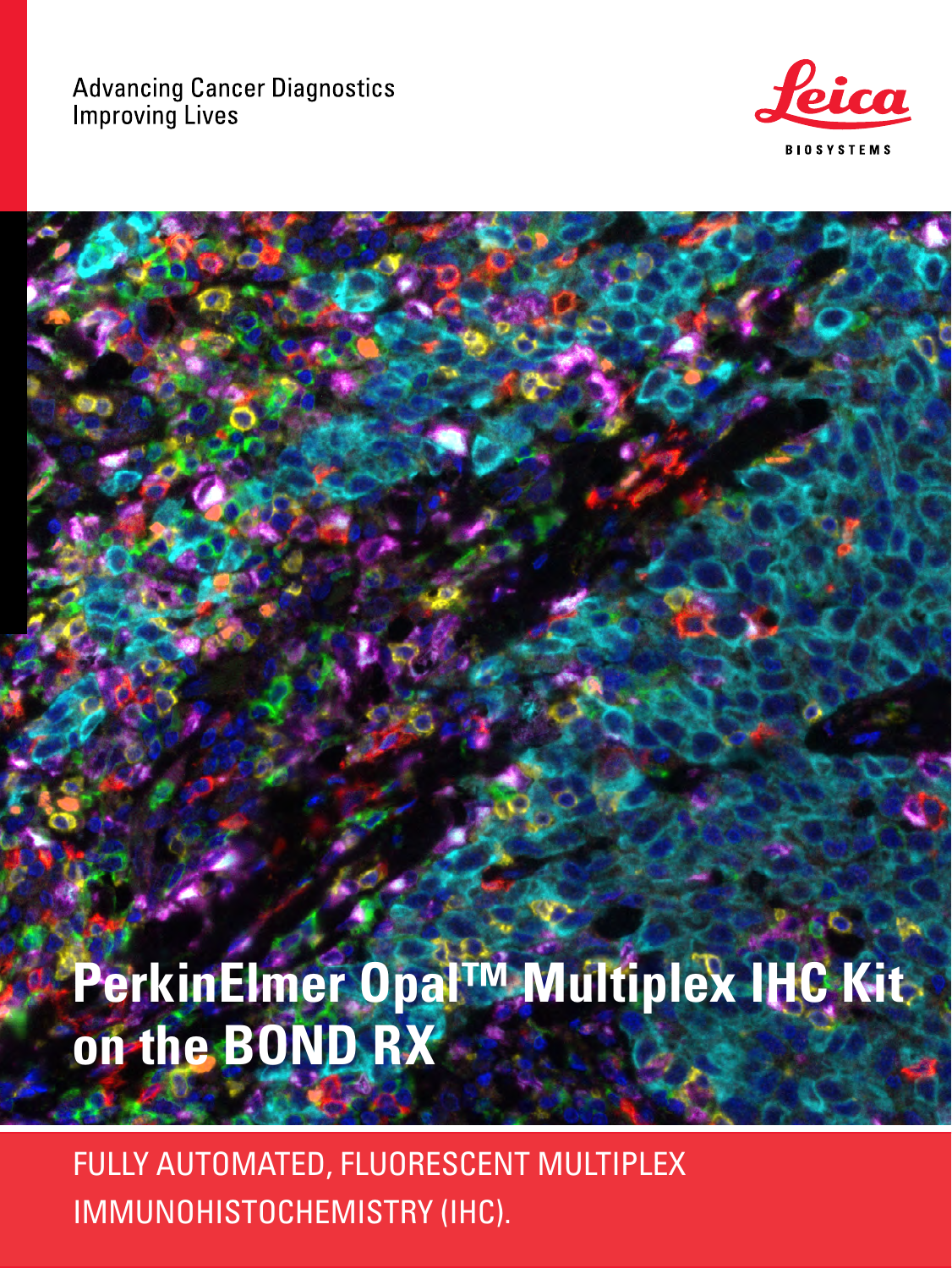Advancing Cancer Diagnostics
Improving Lives

Leica
BIOSYSTEMS

# PerkinElmer Opal™ Multiplex IHC Kit on the BOND RX

FULLY AUTOMATED, FLUORESCENT MULTIPLEX IMMUNOHISTOCHEMISTRY (IHC).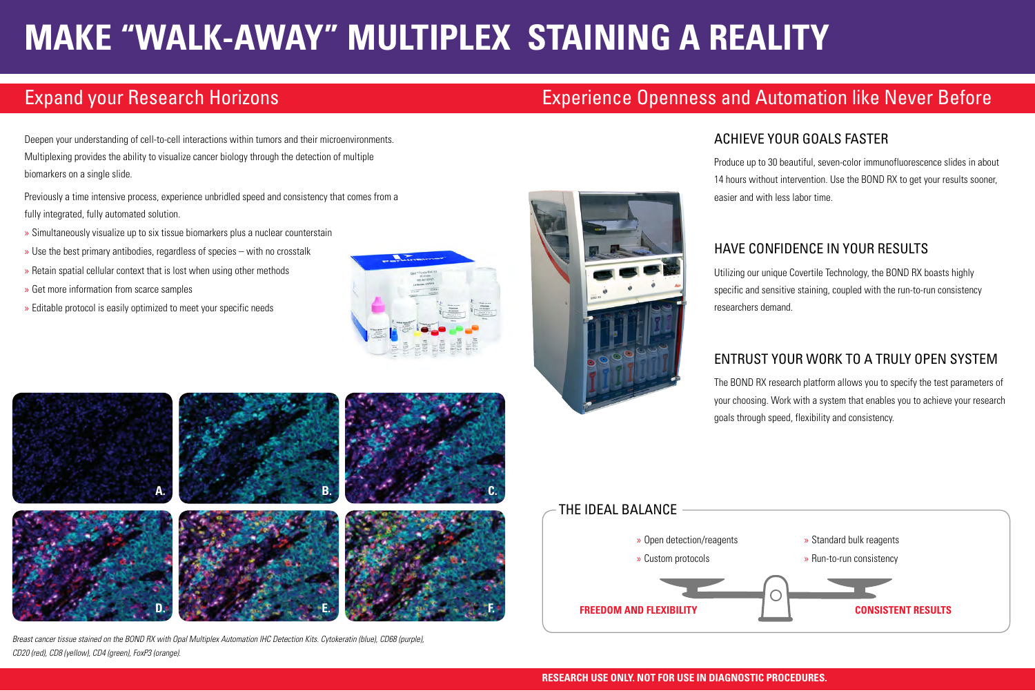# MAKE "WALK-AWAY" MULTIPLEX STAINING A REALITY

## Expand your Research Horizons

Deepen your understanding of cell-to-cell interactions within tumors and their microenvironments. Multiplexing provides the ability to visualize cancer biology through the detection of multiple biomarkers on a single slide.

Previously a time intensive process, experience unbridled speed and consistency that comes from a fully integrated, fully automated solution.

- Simultaneously visualize up to six tissue biomarkers plus a nuclear counterstain
- Use the best primary antibodies, regardless of species – with no crosstalk
- Retain spatial cellular context that is lost when using other methods
- Get more information from scarce samples
- Editable protocol is easily optimized to meet your specific needs

A. B. C. D. E. F.

*Breast cancer tissue stained on the BOND RX with Opal Multiplex Automation IHC Detection Kits. Cytokeratin (blue), CD68 (purple), CD20 (red), CD8 (yellow), CD4 (green), FoxP3 (orange).*

## Experience Openness and Automation like Never Before

### ACHIEVE YOUR GOALS FASTER

Produce up to 30 beautiful, seven-color immunofluorescence slides in about 14 hours without intervention. Use the BOND RX to get your results sooner, easier and with less labor time.

### HAVE CONFIDENCE IN YOUR RESULTS

Utilizing our unique Covertile Technology, the BOND RX boasts highly specific and sensitive staining, coupled with the run-to-run consistency researchers demand.

### ENTRUST YOUR WORK TO A TRULY OPEN SYSTEM

The BOND RX research platform allows you to specify the test parameters of your choosing. Work with a system that enables you to achieve your research goals through speed, flexibility and consistency.

### THE IDEAL BALANCE

- Open detection/reagents
- Custom protocols

**FREEDOM AND FLEXIBILITY**

- Standard bulk reagents
- Run-to-run consistency

**CONSISTENT RESULTS**

**RESEARCH USE ONLY. NOT FOR USE IN DIAGNOSTIC PROCEDURES.**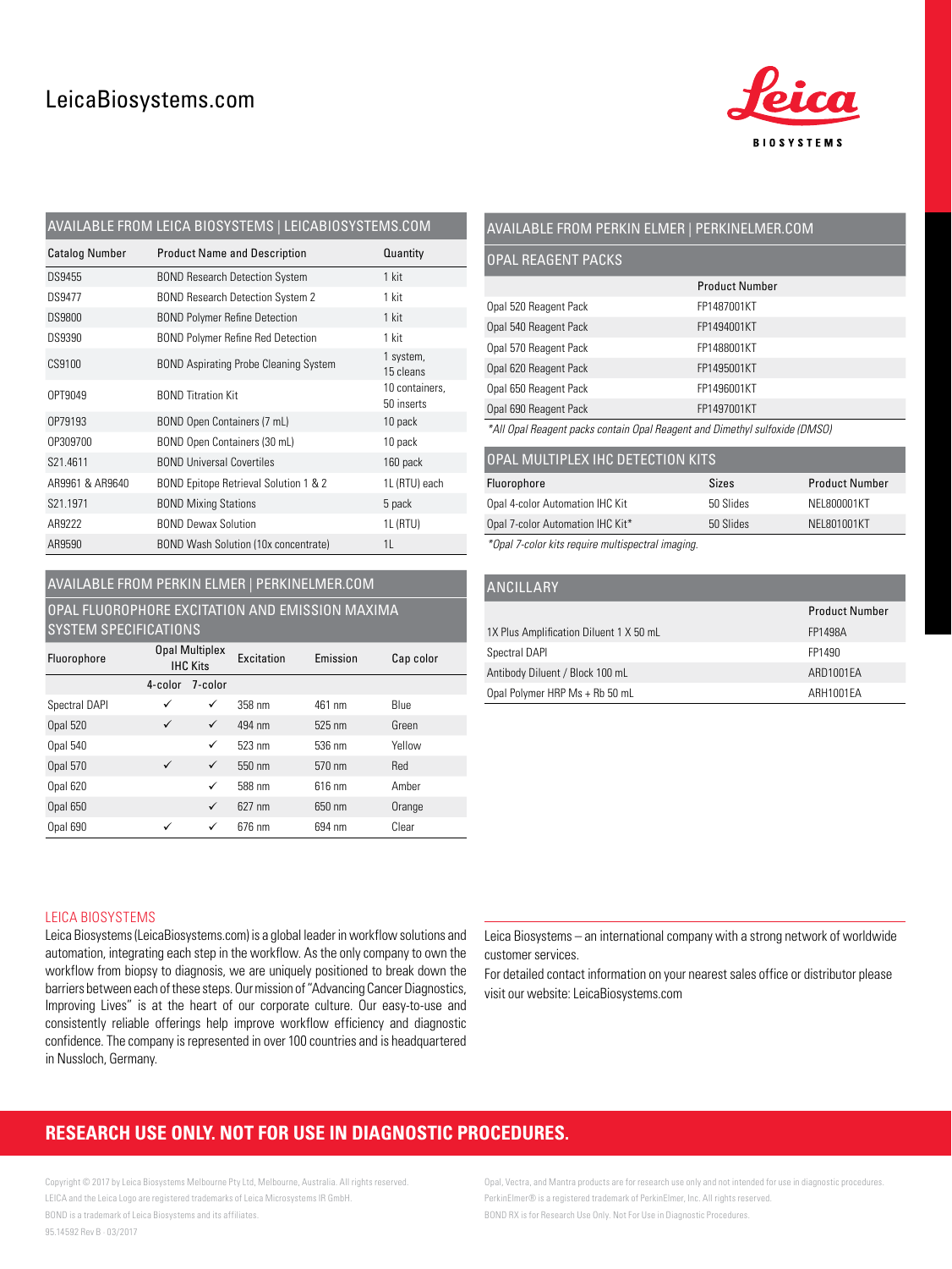LeicaBiosystems.com

## AVAILABLE FROM LEICA BIOSYSTEMS | LEICABIOSYSTEMS.COM

| Catalog Number | Product Name and Description | Quantity |
|---|---|---|
| DS9455 | BOND Research Detection System | 1 kit |
| DS9477 | BOND Research Detection System 2 | 1 kit |
| DS9800 | BOND Polymer Refine Detection | 1 kit |
| DS9390 | BOND Polymer Refine Red Detection | 1 kit |
| CS9100 | BOND Aspirating Probe Cleaning System | 1 system, 15 cleans |
| OPT9049 | BOND Titration Kit | 10 containers, 50 inserts |
| OP79193 | BOND Open Containers (7 mL) | 10 pack |
| OP309700 | BOND Open Containers (30 mL) | 10 pack |
| S21.4611 | BOND Universal Covertiles | 160 pack |
| AR9961 & AR9640 | BOND Epitope Retrieval Solution 1 & 2 | 1L (RTU) each |
| S21.1971 | BOND Mixing Stations | 5 pack |
| AR9222 | BOND Dewax Solution | 1L (RTU) |
| AR9590 | BOND Wash Solution (10x concentrate) | 1L |

## AVAILABLE FROM PERKIN ELMER | PERKINELMER.COM

### OPAL FLUOROPHORE EXCITATION AND EMISSION MAXIMA SYSTEM SPECIFICATIONS

| Fluorophore | Opal Multiplex IHC Kits | | Excitation | Emission | Cap color |
|---|---|---|---|---|---|
| | 4-color | 7-color | | | |
| Spectral DAPI | ✓ | ✓ | 358 nm | 461 nm | Blue |
| Opal 520 | ✓ | ✓ | 494 nm | 525 nm | Green |
| Opal 540 | | ✓ | 523 nm | 536 nm | Yellow |
| Opal 570 | ✓ | ✓ | 550 nm | 570 nm | Red |
| Opal 620 | | ✓ | 588 nm | 616 nm | Amber |
| Opal 650 | | ✓ | 627 nm | 650 nm | Orange |
| Opal 690 | ✓ | ✓ | 676 nm | 694 nm | Clear |

## AVAILABLE FROM PERKIN ELMER | PERKINELMER.COM

### OPAL REAGENT PACKS

| | Product Number |
|---|---|
| Opal 520 Reagent Pack | FP1487001KT |
| Opal 540 Reagent Pack | FP1494001KT |
| Opal 570 Reagent Pack | FP1488001KT |
| Opal 620 Reagent Pack | FP1495001KT |
| Opal 650 Reagent Pack | FP1496001KT |
| Opal 690 Reagent Pack | FP1497001KT |

*All Opal Reagent packs contain Opal Reagent and Dimethyl sulfoxide (DMSO)*

### OPAL MULTIPLEX IHC DETECTION KITS

| Fluorophore | Sizes | Product Number |
|---|---|---|
| Opal 4-color Automation IHC Kit | 50 Slides | NEL800001KT |
| Opal 7-color Automation IHC Kit* | 50 Slides | NEL801001KT |

*Opal 7-color kits require multispectral imaging.*

### ANCILLARY

| | Product Number |
|---|---|
| 1X Plus Amplification Diluent 1 X 50 mL | FP1498A |
| Spectral DAPI | FP1490 |
| Antibody Diluent / Block 100 mL | ARD1001EA |
| Opal Polymer HRP Ms + Rb 50 mL | ARH1001EA |

## LEICA BIOSYSTEMS

Leica Biosystems (LeicaBiosystems.com) is a global leader in workflow solutions and automation, integrating each step in the workflow. As the only company to own the workflow from biopsy to diagnosis, we are uniquely positioned to break down the barriers between each of these steps. Our mission of "Advancing Cancer Diagnostics, Improving Lives" is at the heart of our corporate culture. Our easy-to-use and consistently reliable offerings help improve workflow efficiency and diagnostic confidence. The company is represented in over 100 countries and is headquartered in Nussloch, Germany.

Leica Biosystems – an international company with a strong network of worldwide customer services.

For detailed contact information on your nearest sales office or distributor please visit our website: LeicaBiosystems.com

**RESEARCH USE ONLY. NOT FOR USE IN DIAGNOSTIC PROCEDURES.**

Copyright © 2017 by Leica Biosystems Melbourne Pty Ltd, Melbourne, Australia. All rights reserved. LEICA and the Leica Logo are registered trademarks of Leica Microsystems IR GmbH. BOND is a trademark of Leica Biosystems and its affiliates.

95.14592 Rev B · 03/2017

Opal, Vectra, and Mantra products are for research use only and not intended for use in diagnostic procedures. PerkinElmer® is a registered trademark of PerkinElmer, Inc. All rights reserved. BOND RX is for Research Use Only. Not For Use in Diagnostic Procedures.